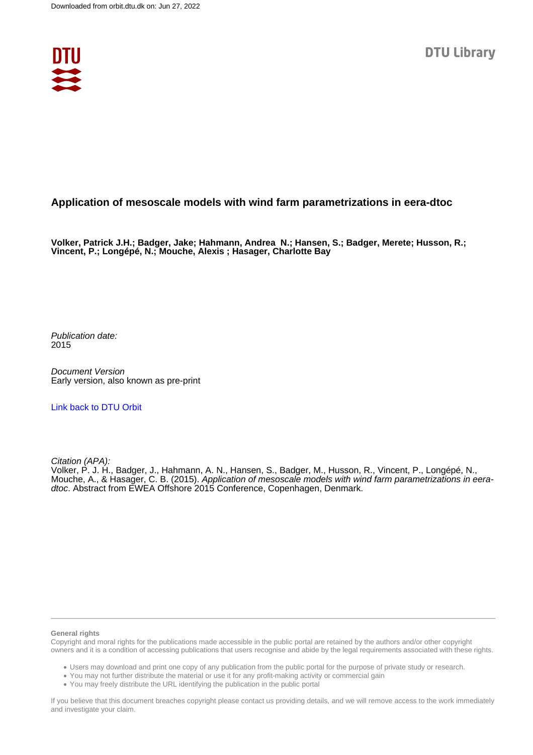Downloaded from orbit.dtu.dk on: Jun 27, 2022

DTU Library

# Application of mesoscale models with wind farm parametrizations in eera-dtoc

**Volker, Patrick J.H.; Badger, Jake; Hahmann, Andrea N.; Hansen, S.; Badger, Merete; Husson, R.; Vincent, P.; Longépé, N.; Mouche, Alexis ; Hasager, Charlotte Bay**

*Publication date:*
2015

*Document Version*
Early version, also known as pre-print

Link back to DTU Orbit

*Citation (APA):*
Volker, P. J. H., Badger, J., Hahmann, A. N., Hansen, S., Badger, M., Husson, R., Vincent, P., Longépé, N., Mouche, A., & Hasager, C. B. (2015). *Application of mesoscale models with wind farm parametrizations in eera-dtoc*. Abstract from EWEA Offshore 2015 Conference, Copenhagen, Denmark.

**General rights**
Copyright and moral rights for the publications made accessible in the public portal are retained by the authors and/or other copyright owners and it is a condition of accessing publications that users recognise and abide by the legal requirements associated with these rights.

- Users may download and print one copy of any publication from the public portal for the purpose of private study or research.
- You may not further distribute the material or use it for any profit-making activity or commercial gain
- You may freely distribute the URL identifying the publication in the public portal

If you believe that this document breaches copyright please contact us providing details, and we will remove access to the work immediately and investigate your claim.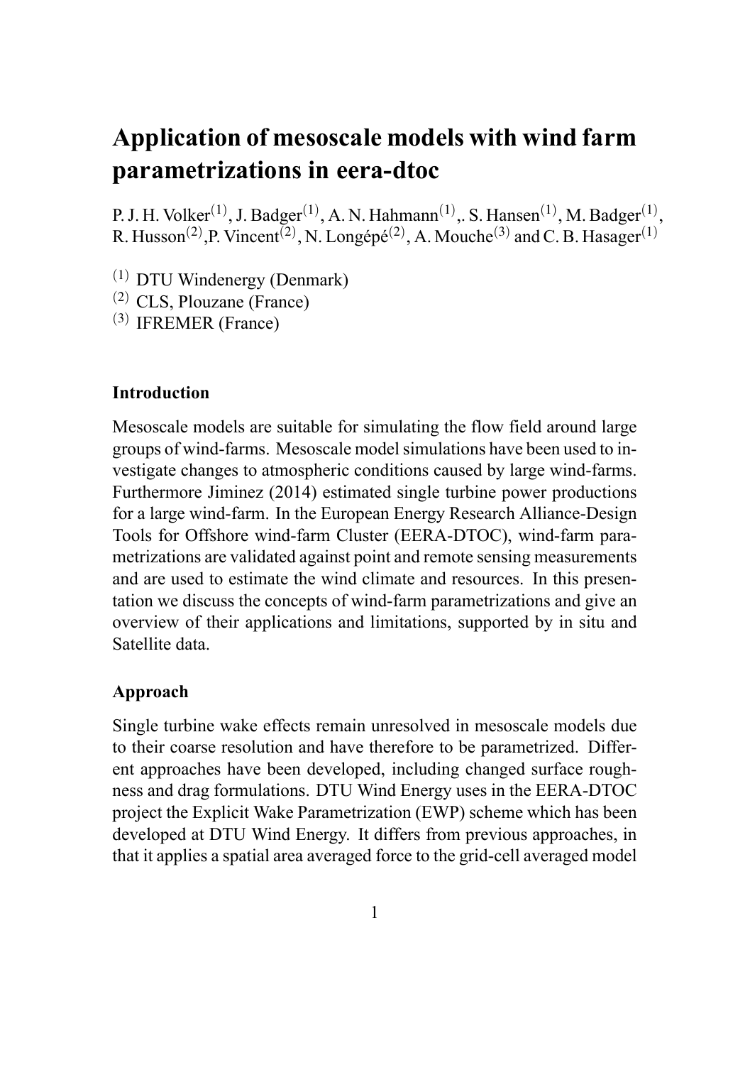# Application of mesoscale models with wind farm parametrizations in eera-dtoc

P. J. H. Volker[(1)], J. Badger[(1)], A. N. Hahmann[(1)],. S. Hansen[(1)], M. Badger[(1)], R. Husson[(2)],P. Vincent[(2)], N. Longépé[(2)], A. Mouche[(3)] and C. B. Hasager[(1)]

(1) DTU Windenergy (Denmark)
(2) CLS, Plouzane (France)
(3) IFREMER (France)

### Introduction

Mesoscale models are suitable for simulating the flow field around large groups of wind-farms. Mesoscale model simulations have been used to investigate changes to atmospheric conditions caused by large wind-farms. Furthermore Jiminez (2014) estimated single turbine power productions for a large wind-farm. In the European Energy Research Alliance-Design Tools for Offshore wind-farm Cluster (EERA-DTOC), wind-farm parametrizations are validated against point and remote sensing measurements and are used to estimate the wind climate and resources. In this presentation we discuss the concepts of wind-farm parametrizations and give an overview of their applications and limitations, supported by in situ and Satellite data.

### Approach

Single turbine wake effects remain unresolved in mesoscale models due to their coarse resolution and have therefore to be parametrized. Different approaches have been developed, including changed surface roughness and drag formulations. DTU Wind Energy uses in the EERA-DTOC project the Explicit Wake Parametrization (EWP) scheme which has been developed at DTU Wind Energy. It differs from previous approaches, in that it applies a spatial area averaged force to the grid-cell averaged model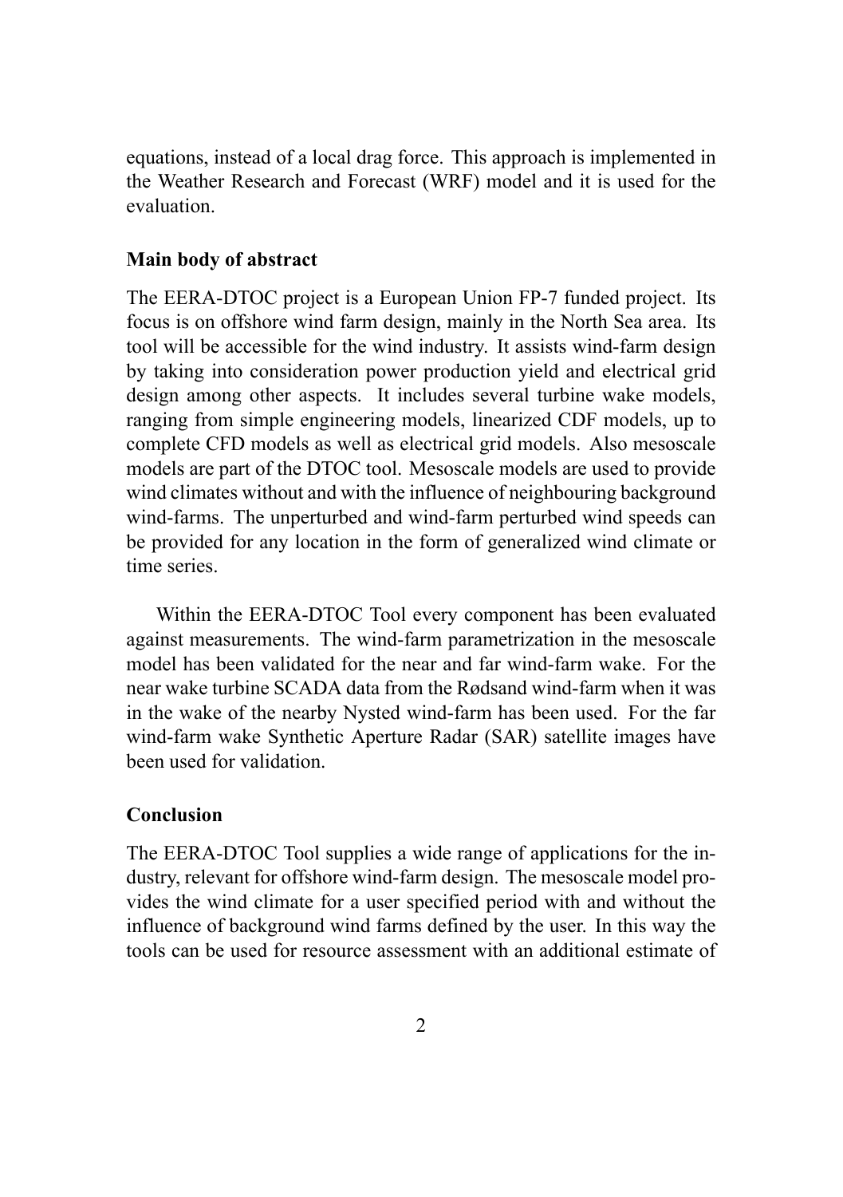equations, instead of a local drag force. This approach is implemented in the Weather Research and Forecast (WRF) model and it is used for the evaluation.

**Main body of abstract**

The EERA-DTOC project is a European Union FP-7 funded project. Its focus is on offshore wind farm design, mainly in the North Sea area. Its tool will be accessible for the wind industry. It assists wind-farm design by taking into consideration power production yield and electrical grid design among other aspects. It includes several turbine wake models, ranging from simple engineering models, linearized CDF models, up to complete CFD models as well as electrical grid models. Also mesoscale models are part of the DTOC tool. Mesoscale models are used to provide wind climates without and with the influence of neighbouring background wind-farms. The unperturbed and wind-farm perturbed wind speeds can be provided for any location in the form of generalized wind climate or time series.

Within the EERA-DTOC Tool every component has been evaluated against measurements. The wind-farm parametrization in the mesoscale model has been validated for the near and far wind-farm wake. For the near wake turbine SCADA data from the Rødsand wind-farm when it was in the wake of the nearby Nysted wind-farm has been used. For the far wind-farm wake Synthetic Aperture Radar (SAR) satellite images have been used for validation.

**Conclusion**

The EERA-DTOC Tool supplies a wide range of applications for the industry, relevant for offshore wind-farm design. The mesoscale model provides the wind climate for a user specified period with and without the influence of background wind farms defined by the user. In this way the tools can be used for resource assessment with an additional estimate of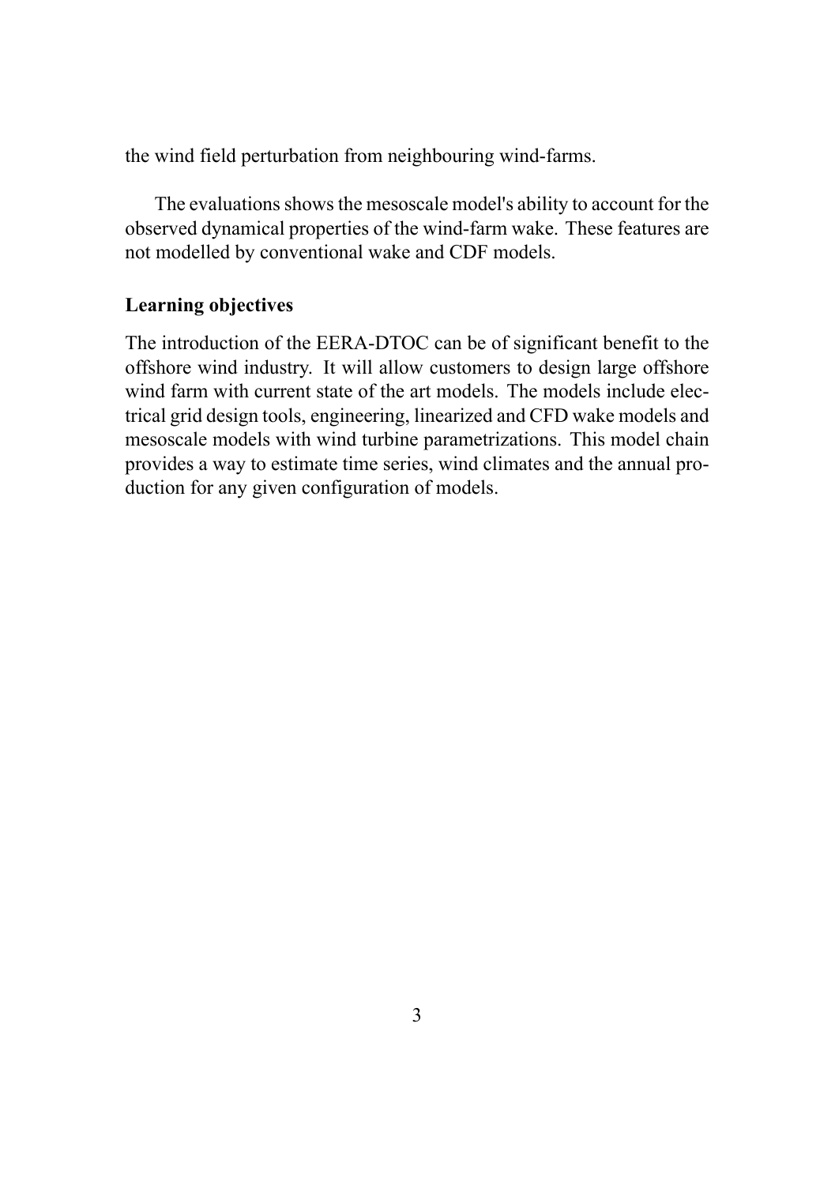the wind field perturbation from neighbouring wind-farms.

The evaluations shows the mesoscale model's ability to account for the observed dynamical properties of the wind-farm wake. These features are not modelled by conventional wake and CDF models.

**Learning objectives**

The introduction of the EERA-DTOC can be of significant benefit to the offshore wind industry. It will allow customers to design large offshore wind farm with current state of the art models. The models include electrical grid design tools, engineering, linearized and CFD wake models and mesoscale models with wind turbine parametrizations. This model chain provides a way to estimate time series, wind climates and the annual production for any given configuration of models.